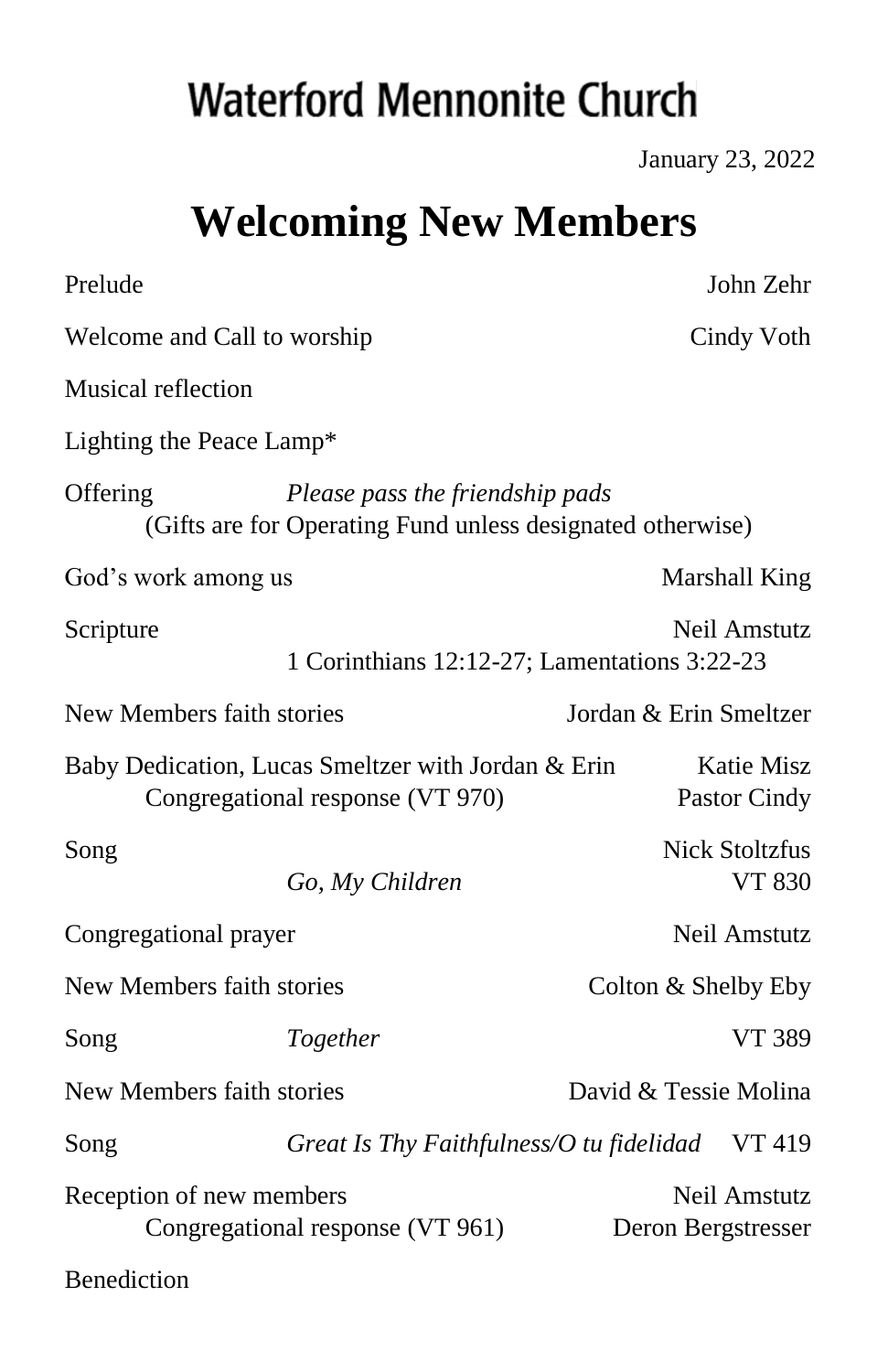# Waterford Mennonite Church

January 23, 2022

## Welcoming New Members

Prelude — John Zehr

Welcome and Call to worship — Cindy Voth

Musical reflection

Lighting the Peace Lamp*

Offering — *Please pass the friendship pads*
(Gifts are for Operating Fund unless designated otherwise)

God's work among us — Marshall King

Scripture — Neil Amstutz
1 Corinthians 12:12-27; Lamentations 3:22-23

New Members faith stories — Jordan & Erin Smeltzer

Baby Dedication, Lucas Smeltzer with Jordan & Erin — Katie Misz
Congregational response (VT 970) — Pastor Cindy

Song — Nick Stoltzfus
*Go, My Children* — VT 830

Congregational prayer — Neil Amstutz

New Members faith stories — Colton & Shelby Eby

Song — *Together* — VT 389

New Members faith stories — David & Tessie Molina

Song — *Great Is Thy Faithfulness/O tu fidelidad* — VT 419

Reception of new members — Neil Amstutz
Congregational response (VT 961) — Deron Bergstresser

Benediction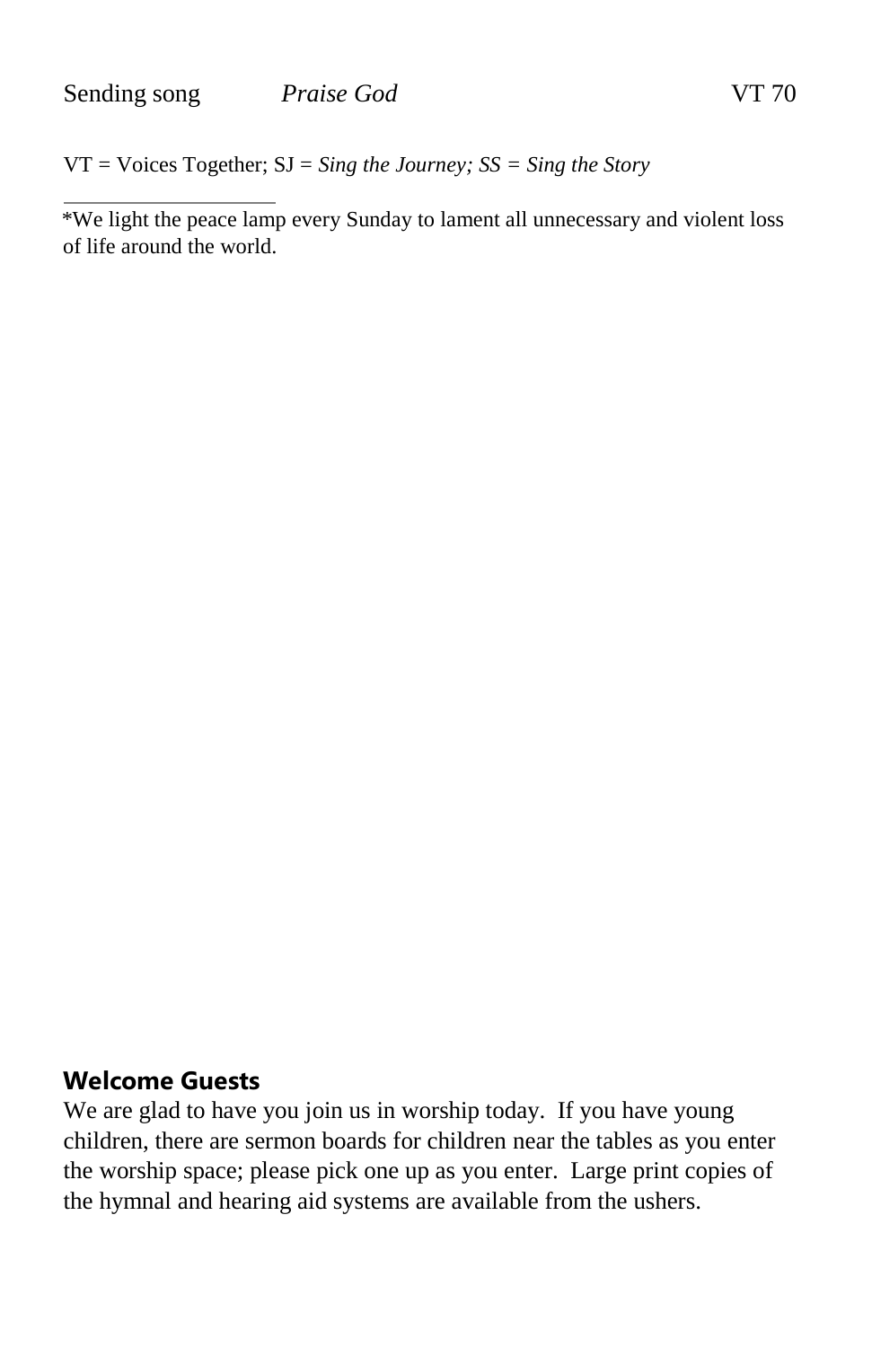Sending song *Praise God* VT 70

VT = Voices Together; SJ = *Sing the Journey; SS = Sing the Story*

---

*We light the peace lamp every Sunday to lament all unnecessary and violent loss of life around the world.

**Welcome Guests**

We are glad to have you join us in worship today. If you have young children, there are sermon boards for children near the tables as you enter the worship space; please pick one up as you enter. Large print copies of the hymnal and hearing aid systems are available from the ushers.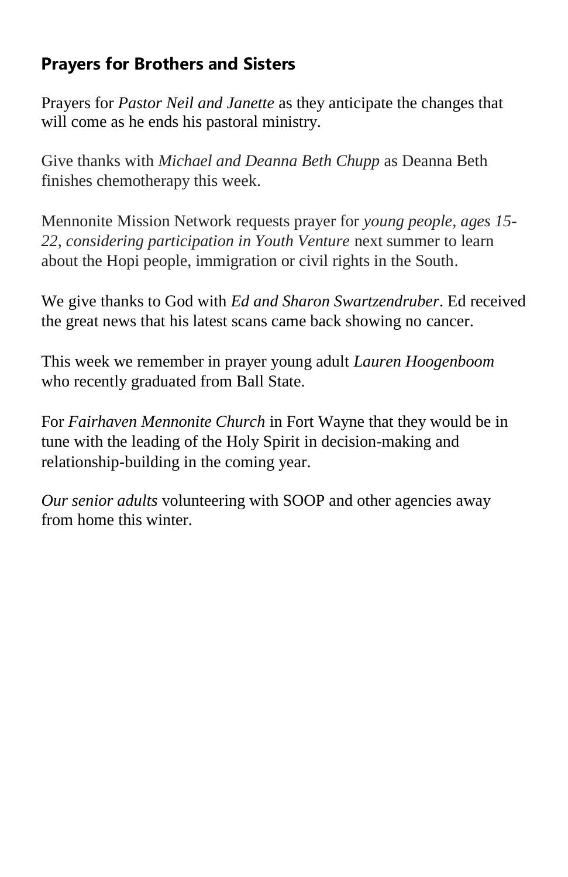## Prayers for Brothers and Sisters

Prayers for *Pastor Neil and Janette* as they anticipate the changes that will come as he ends his pastoral ministry.

Give thanks with *Michael and Deanna Beth Chupp* as Deanna Beth finishes chemotherapy this week.

Mennonite Mission Network requests prayer for *young people, ages 15-22, considering participation in Youth Venture* next summer to learn about the Hopi people, immigration or civil rights in the South.

We give thanks to God with *Ed and Sharon Swartzendruber*. Ed received the great news that his latest scans came back showing no cancer.

This week we remember in prayer young adult *Lauren Hoogenboom* who recently graduated from Ball State.

For *Fairhaven Mennonite Church* in Fort Wayne that they would be in tune with the leading of the Holy Spirit in decision-making and relationship-building in the coming year.

*Our senior adults* volunteering with SOOP and other agencies away from home this winter.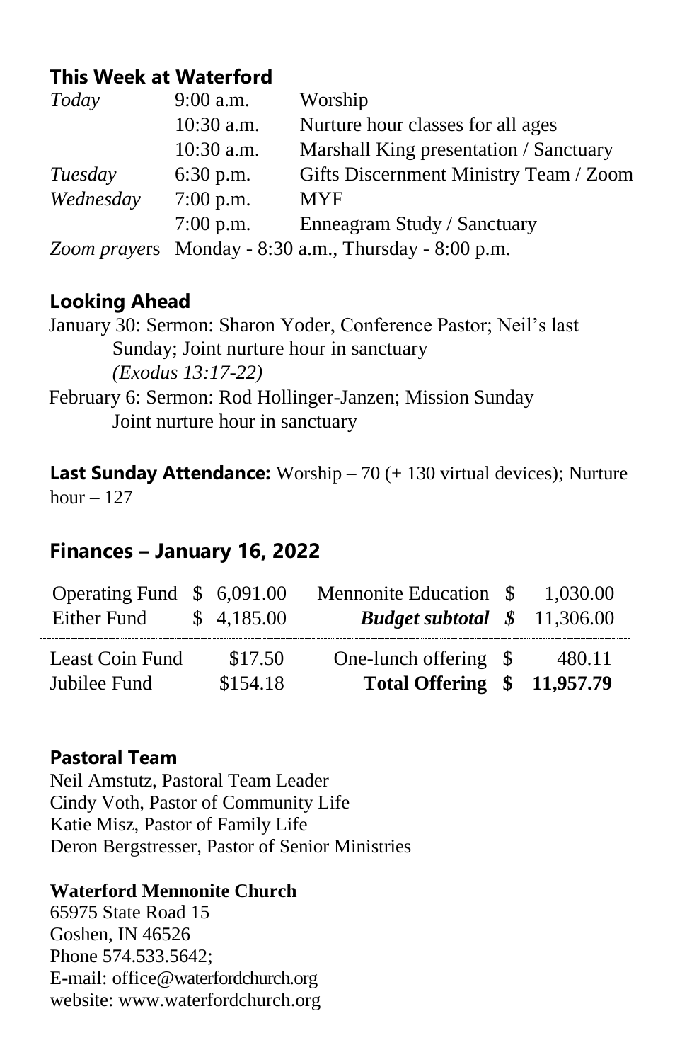## This Week at Waterford

| | | |
|---|---|---|
| *Today* | 9:00 a.m. | Worship |
| | 10:30 a.m. | Nurture hour classes for all ages |
| | 10:30 a.m. | Marshall King presentation / Sanctuary |
| *Tuesday* | 6:30 p.m. | Gifts Discernment Ministry Team / Zoom |
| *Wednesday* | 7:00 p.m. | MYF |
| | 7:00 p.m. | Enneagram Study / Sanctuary |
| *Zoom prayer*s | Monday - 8:30 a.m., Thursday - 8:00 p.m. | |

## Looking Ahead

January 30: Sermon: Sharon Yoder, Conference Pastor; Neil's last Sunday; Joint nurture hour in sanctuary
*(Exodus 13:17-22)*

February 6: Sermon: Rod Hollinger-Janzen; Mission Sunday
Joint nurture hour in sanctuary

**Last Sunday Attendance:** Worship – 70 (+ 130 virtual devices); Nurture hour – 127

## Finances – January 16, 2022

| | | | |
|---|---|---|---|
| Operating Fund | $ 6,091.00 | Mennonite Education | $ 1,030.00 |
| Either Fund | $ 4,185.00 | ***Budget subtotal*** | ***$*** 11,306.00 |
| Least Coin Fund | $17.50 | One-lunch offering | $ 480.11 |
| Jubilee Fund | $154.18 | **Total Offering** | **$ 11,957.79** |

## Pastoral Team

Neil Amstutz, Pastoral Team Leader
Cindy Voth, Pastor of Community Life
Katie Misz, Pastor of Family Life
Deron Bergstresser, Pastor of Senior Ministries

**Waterford Mennonite Church**
65975 State Road 15
Goshen, IN 46526
Phone 574.533.5642;
E-mail: office@waterfordchurch.org
website: www.waterfordchurch.org